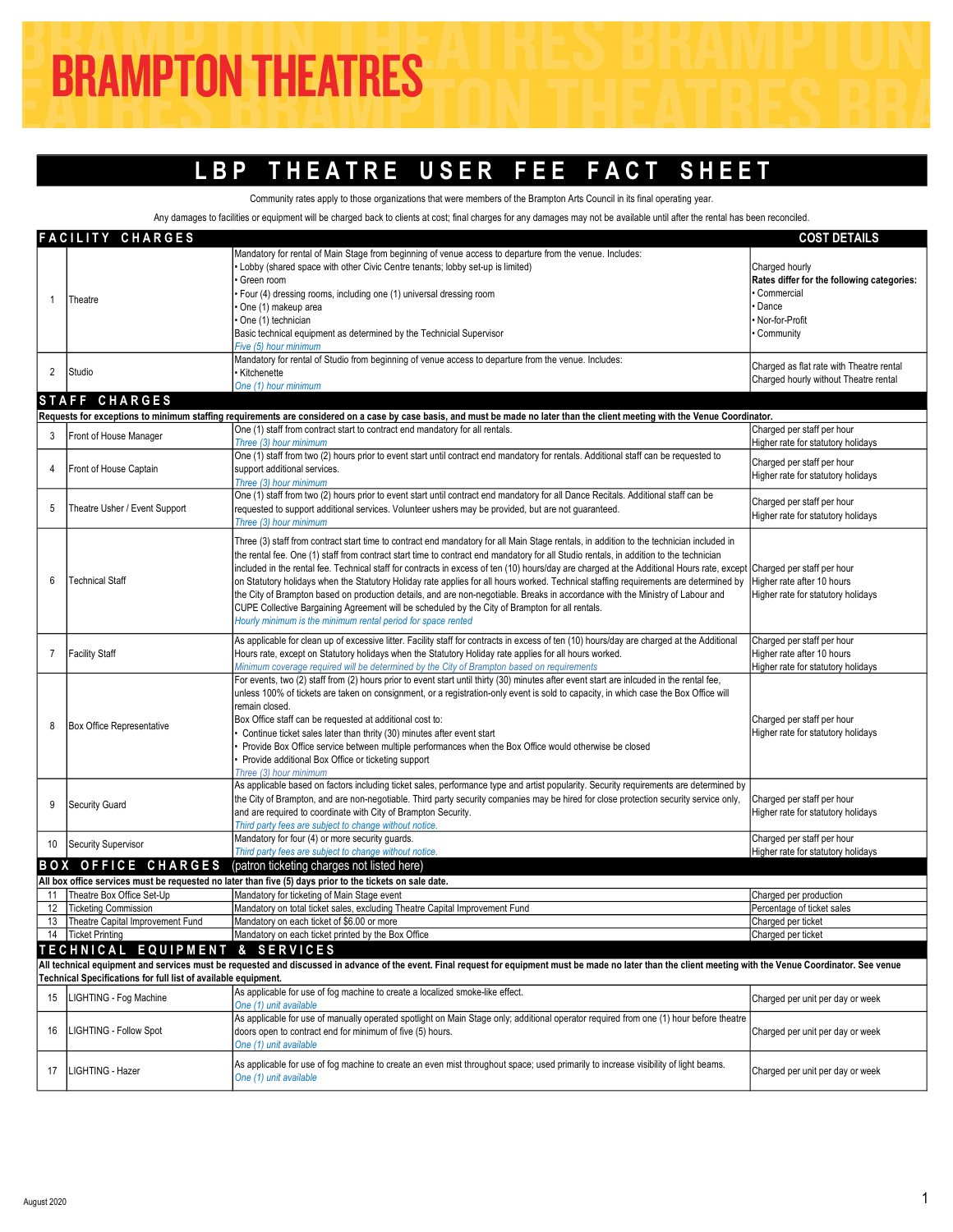# BRAMPTON THEATRES

## LBP THEATRE USER FEE FACT SHEET

Community rates apply to those organizations that were members of the Brampton Arts Council in its final operating year.

Any damages to facilities or equipment will be charged back to clients at cost; final charges for any damages may not be available until after the rental has been reconciled.

| FACILITY CHARGES | | | COST DETAILS |
|---|---|---|---|
| 1 | Theatre | Mandatory for rental of Main Stage from beginning of venue access to departure from the venue. Includes:<br>• Lobby (shared space with other Civic Centre tenants; lobby set-up is limited)<br>• Green room<br>• Four (4) dressing rooms, including one (1) universal dressing room<br>• One (1) makeup area<br>• One (1) technician<br>Basic technical equipment as determined by the Technical Supervisor<br>*Five (5) hour minimum* | Charged hourly<br>**Rates differ for the following categories:**<br>• Commercial<br>• Dance<br>• Nor-for-Profit<br>• Community |
| 2 | Studio | Mandatory for rental of Studio from beginning of venue access to departure from the venue. Includes:<br>• Kitchenette<br>*One (1) hour minimum* | Charged as flat rate with Theatre rental<br>Charged hourly without Theatre rental |
| **STAFF CHARGES** | | | |
| **Requests for exceptions to minimum staffing requirements are considered on a case by case basis, and must be made no later than the client meeting with the Venue Coordinator.** | | | |
| 3 | Front of House Manager | One (1) staff from contract start to contract end mandatory for all rentals.<br>*Three (3) hour minimum* | Charged per staff per hour<br>Higher rate for statutory holidays |
| 4 | Front of House Captain | One (1) staff from two (2) hours prior to event start until contract end mandatory for rentals. Additional staff can be requested to support additional services.<br>*Three (3) hour minimum* | Charged per staff per hour<br>Higher rate for statutory holidays |
| 5 | Theatre Usher / Event Support | One (1) staff from two (2) hours prior to event start until contract end mandatory for all Dance Recitals. Additional staff can be requested to support additional services. Volunteer ushers may be provided, but are not guaranteed.<br>*Three (3) hour minimum* | Charged per staff per hour<br>Higher rate for statutory holidays |
| 6 | Technical Staff | Three (3) staff from contract start time to contract end mandatory for all Main Stage rentals, in addition to the technician included in the rental fee. One (1) staff from contract start time to contract end mandatory for all Studio rentals, in addition to the technician included in the rental fee. Technical staff for contracts in excess of ten (10) hours/day are charged at the Additional Hours rate, except on Statutory holidays when the Statutory Holiday rate applies for all hours worked. Technical staffing requirements are determined by the City of Brampton based on production details, and are non-negotiable. Breaks in accordance with the Ministry of Labour and CUPE Collective Bargaining Agreement will be scheduled by the City of Brampton for all rentals.<br>*Hourly minimum is the minimum rental period for space rented* | Charged per staff per hour<br>Higher rate after 10 hours<br>Higher rate for statutory holidays |
| 7 | Facility Staff | As applicable for clean up of excessive litter. Facility staff for contracts in excess of ten (10) hours/day are charged at the Additional Hours rate, except on Statutory holidays when the Statutory Holiday rate applies for all hours worked.<br>*Minimum coverage required will be determined by the City of Brampton based on requirements* | Charged per staff per hour<br>Higher rate after 10 hours<br>Higher rate for statutory holidays |
| 8 | Box Office Representative | For events, two (2) staff from (2) hours prior to event start until thirty (30) minutes after event start are inlcuded in the rental fee, unless 100% of tickets are taken on consignment, or a registration-only event is sold to capacity, in which case the Box Office will remain closed.<br>Box Office staff can be requested at additional cost to:<br>• Continue ticket sales later than thrity (30) minutes after event start<br>• Provide Box Office service between multiple performances when the Box Office would otherwise be closed<br>• Provide additional Box Office or ticketing support<br>*Three (3) hour minimum* | Charged per staff per hour<br>Higher rate for statutory holidays |
| 9 | Security Guard | As applicable based on factors including ticket sales, performance type and artist popularity. Security requirements are determined by the City of Brampton, and are non-negotiable. Third party security companies may be hired for close protection security service only, and are required to coordinate with City of Brampton Security.<br>*Third party fees are subject to change without notice.* | Charged per staff per hour<br>Higher rate for statutory holidays |
| 10 | Security Supervisor | Mandatory for four (4) or more security guards.<br>*Third party fees are subject to change without notice.* | Charged per staff per hour<br>Higher rate for statutory holidays |
| **BOX OFFICE CHARGES** (patron ticketing charges not listed here) | | | |
| **All box office services must be requested no later than five (5) days prior to the tickets on sale date.** | | | |
| 11 | Theatre Box Office Set-Up | Mandatory for ticketing of Main Stage event | Charged per production |
| 12 | Ticketing Commission | Mandatory on total ticket sales, excluding Theatre Capital Improvement Fund | Percentage of ticket sales |
| 13 | Theatre Capital Improvement Fund | Mandatory on each ticket of $6.00 or more | Charged per ticket |
| 14 | Ticket Printing | Mandatory on each ticket printed by the Box Office | Charged per ticket |
| **TECHNICAL EQUIPMENT & SERVICES** | | | |
| **All technical equipment and services must be requested and discussed in advance of the event. Final request for equipment must be made no later than the client meeting with the Venue Coordinator. See venue Technical Specifications for full list of available equipment.** | | | |
| 15 | LIGHTING - Fog Machine | As applicable for use of fog machine to create a localized smoke-like effect.<br>*One (1) unit available* | Charged per unit per day or week |
| 16 | LIGHTING - Follow Spot | As applicable for use of manually operated spotlight on Main Stage only; additional operator required from one (1) hour before theatre doors open to contract end for minimum of five (5) hours.<br>*One (1) unit available* | Charged per unit per day or week |
| 17 | LIGHTING - Hazer | As applicable for use of fog machine to create an even mist throughout space; used primarily to increase visibility of light beams.<br>*One (1) unit available* | Charged per unit per day or week |

August 2020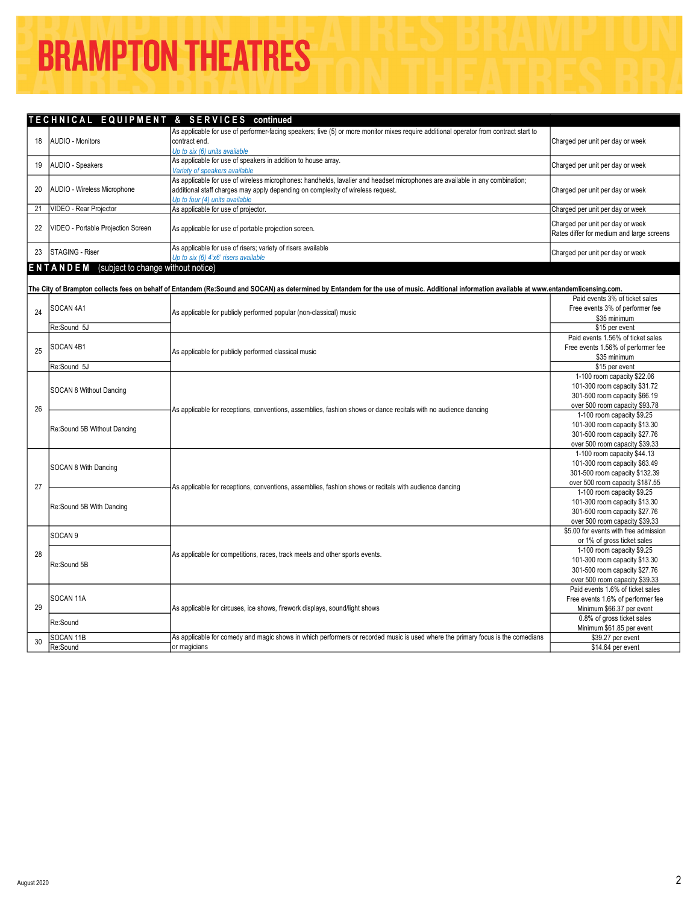# BRAMPTON THEATRES

| TECHNICAL EQUIPMENT & SERVICES continued | | | |
|---|---|---|---|
| 18 | AUDIO - Monitors | As applicable for use of performer-facing speakers; five (5) or more monitor mixes require additional operator from contract start to contract end. *Up to six (6) units available* | Charged per unit per day or week |
| 19 | AUDIO - Speakers | As applicable for use of speakers in addition to house array. *Variety of speakers available* | Charged per unit per day or week |
| 20 | AUDIO - Wireless Microphone | As applicable for use of wireless microphones: handhelds, lavalier and headset microphones are available in any combination; additional staff charges may apply depending on complexity of wireless request. *Up to four (4) units available* | Charged per unit per day or week |
| 21 | VIDEO - Rear Projector | As applicable for use of projector. | Charged per unit per day or week |
| 22 | VIDEO - Portable Projection Screen | As applicable for use of portable projection screen. | Charged per unit per day or week Rates differ for medium and large screens |
| 23 | STAGING - Riser | As applicable for use of risers; variety of risers available *Up to six (6) 4'x6' risers available* | Charged per unit per day or week |

## ENTANDEM (subject to change without notice)

**The City of Brampton collects fees on behalf of Entandem (Re:Sound and SOCAN) as determined by Entandem for the use of music. Additional information available at www.entandemlicensing.com.**

| | | | |
|---|---|---|---|
| 24 | SOCAN 4A1 | As applicable for publicly performed popular (non-classical) music | Paid events 3% of ticket sales<br>Free events 3% of performer fee<br>$35 minimum |
| | Re:Sound 5J | | $15 per event |
| 25 | SOCAN 4B1 | As applicable for publicly performed classical music | Paid events 1.56% of ticket sales<br>Free events 1.56% of performer fee<br>$35 minimum |
| | Re:Sound 5J | | $15 per event |
| 26 | SOCAN 8 Without Dancing | As applicable for receptions, conventions, assemblies, fashion shows or dance recitals with no audience dancing | 1-100 room capacity $22.06<br>101-300 room capacity $31.72<br>301-500 room capacity $66.19<br>over 500 room capacity $93.78 |
| | Re:Sound 5B Without Dancing | | 1-100 room capacity $9.25<br>101-300 room capacity $13.30<br>301-500 room capacity $27.76<br>over 500 room capacity $39.33 |
| 27 | SOCAN 8 With Dancing | As applicable for receptions, conventions, assemblies, fashion shows or recitals with audience dancing | 1-100 room capacity $44.13<br>101-300 room capacity $63.49<br>301-500 room capacity $132.39<br>over 500 room capacity $187.55 |
| | Re:Sound 5B With Dancing | | 1-100 room capacity $9.25<br>101-300 room capacity $13.30<br>301-500 room capacity $27.76<br>over 500 room capacity $39.33 |
| 28 | SOCAN 9 | As applicable for competitions, races, track meets and other sports events. | $5.00 for events with free admission<br>or 1% of gross ticket sales |
| | Re:Sound 5B | | 1-100 room capacity $9.25<br>101-300 room capacity $13.30<br>301-500 room capacity $27.76<br>over 500 room capacity $39.33 |
| 29 | SOCAN 11A | As applicable for circuses, ice shows, firework displays, sound/light shows | Paid events 1.6% of ticket sales<br>Free events 1.6% of performer fee<br>Minimum $66.37 per event |
| | Re:Sound | | 0.8% of gross ticket sales<br>Minimum $61.85 per event |
| 30 | SOCAN 11B | As applicable for comedy and magic shows in which performers or recorded music is used where the primary focus is the comedians or magicians | $39.27 per event |
| | Re:Sound | | $14.64 per event |

August 2020